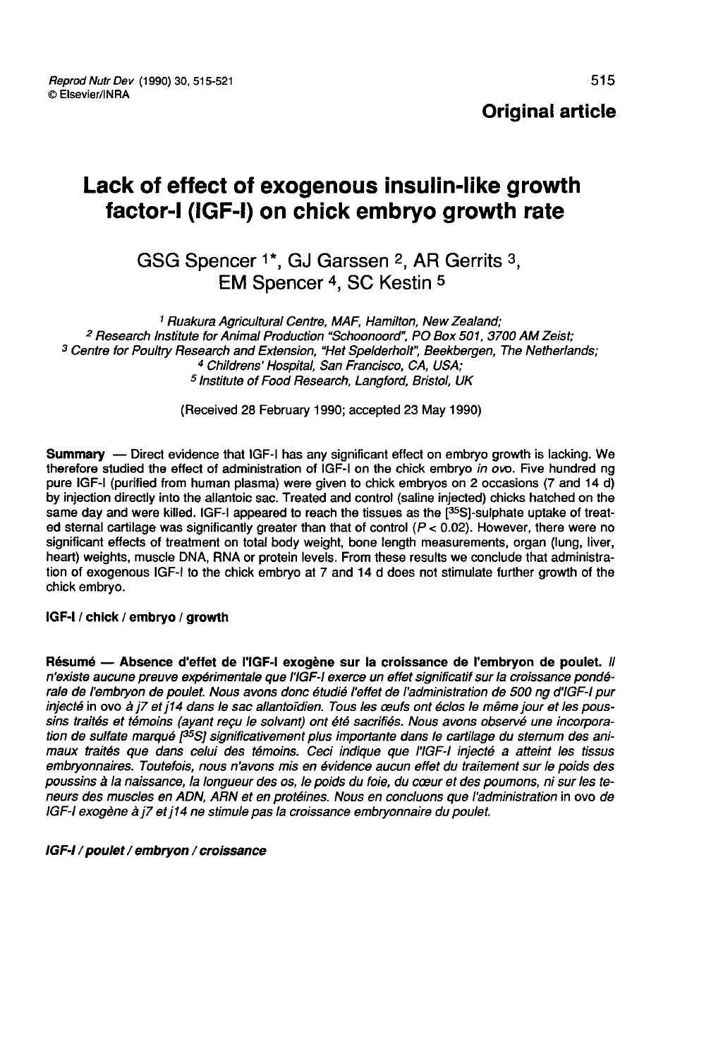**Original article**

# Lack of effect of exogenous insulin-like growth factor-I (IGF-I) on chick embryo growth rate

GSG Spencer [1*], GJ Garssen [2], AR Gerrits [3], EM Spencer [4], SC Kestin [5]

[1] *Ruakura Agricultural Centre, MAF, Hamilton, New Zealand;*
[2] *Research Institute for Animal Production "Schoonoord", PO Box 501, 3700 AM Zeist;*
[3] *Centre for Poultry Research and Extension, "Het Spelderholt", Beekbergen, The Netherlands;*
[4] *Childrens' Hospital, San Francisco, CA, USA;*
[5] *Institute of Food Research, Langford, Bristol, UK*

(Received 28 February 1990; accepted 23 May 1990)

**Summary** — Direct evidence that IGF-I has any significant effect on embryo growth is lacking. We therefore studied the effect of administration of IGF-I on the chick embryo *in ovo*. Five hundred ng pure IGF-I (purified from human plasma) were given to chick embryos on 2 occasions (7 and 14 d) by injection directly into the allantoic sac. Treated and control (saline injected) chicks hatched on the same day and were killed. IGF-I appeared to reach the tissues as the [$^{35}$S]-sulphate uptake of treated sternal cartilage was significantly greater than that of control ($P < 0.02$). However, there were no significant effects of treatment on total body weight, bone length measurements, organ (lung, liver, heart) weights, muscle DNA, RNA or protein levels. From these results we conclude that administration of exogenous IGF-I to the chick embryo at 7 and 14 d does not stimulate further growth of the chick embryo.

**IGF-I / chick / embryo / growth**

**Résumé — Absence d'effet de l'IGF-I exogène sur la croissance de l'embryon de poulet.** *Il n'existe aucune preuve expérimentale que l'IGF-I exerce un effet significatif sur la croissance pondérale de l'embryon de poulet. Nous avons donc étudié l'effet de l'administration de 500 ng d'IGF-I pur injecté* in ovo *à j7 et j14 dans le sac allantoïdien. Tous les œufs ont éclos le même jour et les poussins traités et témoins (ayant reçu le solvant) ont été sacrifiés. Nous avons observé une incorporation de sulfate marqué [$^{35}$S] significativement plus importante dans le cartilage du sternum des animaux traités que dans celui des témoins. Ceci indique que l'IGF-I injecté a atteint les tissus embryonnaires. Toutefois, nous n'avons mis en évidence aucun effet du traitement sur le poids des poussins à la naissance, la longueur des os, le poids du foie, du cœur et des poumons, ni sur les teneurs des muscles en ADN, ARN et en protéines. Nous en concluons que l'administration* in ovo *de IGF-I exogène à j7 et j14 ne stimule pas la croissance embryonnaire du poulet.*

***IGF-I / poulet / embryon / croissance***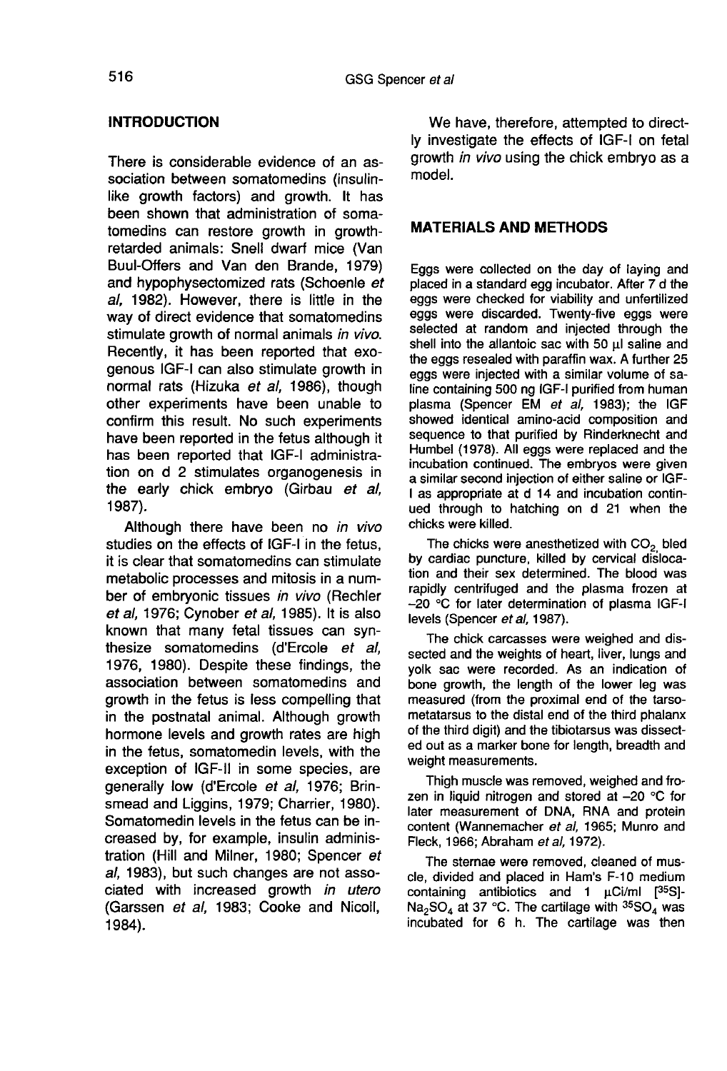## INTRODUCTION

There is considerable evidence of an association between somatomedins (insulin-like growth factors) and growth. It has been shown that administration of somatomedins can restore growth in growth-retarded animals: Snell dwarf mice (Van Buul-Offers and Van den Brande, 1979) and hypophysectomized rats (Schoenle *et al*, 1982). However, there is little in the way of direct evidence that somatomedins stimulate growth of normal animals *in vivo*. Recently, it has been reported that exogenous IGF-I can also stimulate growth in normal rats (Hizuka *et al*, 1986), though other experiments have been unable to confirm this result. No such experiments have been reported in the fetus although it has been reported that IGF-I administration on d 2 stimulates organogenesis in the early chick embryo (Girbau *et al*, 1987).

Although there have been no *in vivo* studies on the effects of IGF-I in the fetus, it is clear that somatomedins can stimulate metabolic processes and mitosis in a number of embryonic tissues *in vivo* (Rechler *et al*, 1976; Cynober *et al*, 1985). It is also known that many fetal tissues can synthesize somatomedins (d'Ercole *et al*, 1976, 1980). Despite these findings, the association between somatomedins and growth in the fetus is less compelling that in the postnatal animal. Although growth hormone levels and growth rates are high in the fetus, somatomedin levels, with the exception of IGF-II in some species, are generally low (d'Ercole *et al*, 1976; Brinsmead and Liggins, 1979; Charrier, 1980). Somatomedin levels in the fetus can be increased by, for example, insulin administration (Hill and Milner, 1980; Spencer *et al*, 1983), but such changes are not associated with increased growth *in utero* (Garssen *et al*, 1983; Cooke and Nicoll, 1984).

We have, therefore, attempted to directly investigate the effects of IGF-I on fetal growth *in vivo* using the chick embryo as a model.

## MATERIALS AND METHODS

Eggs were collected on the day of laying and placed in a standard egg incubator. After 7 d the eggs were checked for viability and unfertilized eggs were discarded. Twenty-five eggs were selected at random and injected through the shell into the allantoic sac with 50 µl saline and the eggs resealed with paraffin wax. A further 25 eggs were injected with a similar volume of saline containing 500 ng IGF-I purified from human plasma (Spencer EM *et al*, 1983); the IGF showed identical amino-acid composition and sequence to that purified by Rinderknecht and Humbel (1978). All eggs were replaced and the incubation continued. The embryos were given a similar second injection of either saline or IGF-I as appropriate at d 14 and incubation continued through to hatching on d 21 when the chicks were killed.

The chicks were anesthetized with $CO_2$, bled by cardiac puncture, killed by cervical dislocation and their sex determined. The blood was rapidly centrifuged and the plasma frozen at −20 °C for later determination of plasma IGF-I levels (Spencer *et al*, 1987).

The chick carcasses were weighed and dissected and the weights of heart, liver, lungs and yolk sac were recorded. As an indication of bone growth, the length of the lower leg was measured (from the proximal end of the tarsometatarsus to the distal end of the third phalanx of the third digit) and the tibiotarsus was dissected out as a marker bone for length, breadth and weight measurements.

Thigh muscle was removed, weighed and frozen in liquid nitrogen and stored at −20 °C for later measurement of DNA, RNA and protein content (Wannemacher *et al*, 1965; Munro and Fleck, 1966; Abraham *et al*, 1972).

The sternae were removed, cleaned of muscle, divided and placed in Ham's F-10 medium containing antibiotics and 1 µCi/ml [$^{35}$S]-$Na_2SO_4$ at 37 °C. The cartilage with $^{35}SO_4$ was incubated for 6 h. The cartilage was then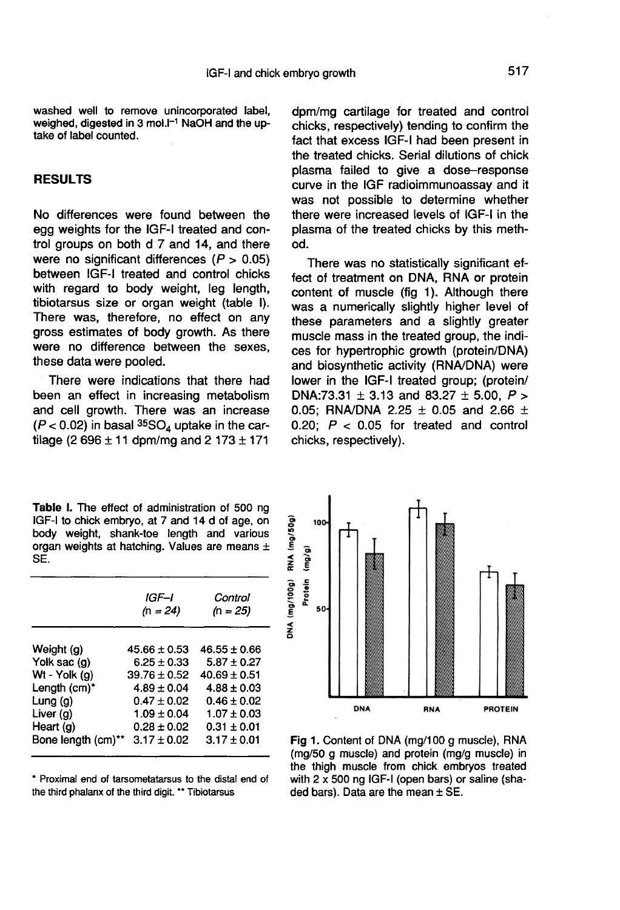washed well to remove unincorporated label, weighed, digested in 3 mol.l$^{-1}$ NaOH and the uptake of label counted.

## RESULTS

No differences were found between the egg weights for the IGF-I treated and control groups on both d 7 and 14, and there were no significant differences ($P > 0.05$) between IGF-I treated and control chicks with regard to body weight, leg length, tibiotarsus size or organ weight (table I). There was, therefore, no effect on any gross estimates of body growth. As there were no difference between the sexes, these data were pooled.

There were indications that there had been an effect in increasing metabolism and cell growth. There was an increase ($P < 0.02$) in basal $^{35}SO_4$ uptake in the cartilage (2 696 ± 11 dpm/mg and 2 173 ± 171 dpm/mg cartilage for treated and control chicks, respectively) tending to confirm the fact that excess IGF-I had been present in the treated chicks. Serial dilutions of chick plasma failed to give a dose–response curve in the IGF radioimmunoassay and it was not possible to determine whether there were increased levels of IGF-I in the plasma of the treated chicks by this method.

There was no statistically significant effect of treatment on DNA, RNA or protein content of muscle (fig 1). Although there was a numerically slightly higher level of these parameters and a slightly greater muscle mass in the treated group, the indices for hypertrophic growth (protein/DNA) and biosynthetic activity (RNA/DNA) were lower in the IGF-I treated group; (protein/DNA:73.31 ± 3.13 and 83.27 ± 5.00, $P > 0.05$; RNA/DNA 2.25 ± 0.05 and 2.66 ± 0.20; $P < 0.05$ for treated and control chicks, respectively).

**Table I.** The effect of administration of 500 ng IGF-I to chick embryo, at 7 and 14 d of age, on body weight, shank-toe length and various organ weights at hatching. Values are means ± SE.

| | *IGF–I (n = 24)* | *Control (n = 25)* |
|---|---|---|
| Weight (g) | 45.66 ± 0.53 | 46.55 ± 0.66 |
| Yolk sac (g) | 6.25 ± 0.33 | 5.87 ± 0.27 |
| Wt - Yolk (g) | 39.76 ± 0.52 | 40.69 ± 0.51 |
| Length (cm)* | 4.89 ± 0.04 | 4.88 ± 0.03 |
| Lung (g) | 0.47 ± 0.02 | 0.46 ± 0.02 |
| Liver (g) | 1.09 ± 0.04 | 1.07 ± 0.03 |
| Heart (g) | 0.28 ± 0.02 | 0.31 ± 0.01 |
| Bone length (cm)** | 3.17 ± 0.02 | 3.17 ± 0.01 |

* Proximal end of tarsometatarsus to the distal end of the third phalanx of the third digit. ** Tibiotarsus

Fig 1. Content of DNA (mg/100 g muscle), RNA (mg/50 g muscle) and protein (mg/g muscle) in the thigh muscle from chick embryos treated with 2 x 500 ng IGF-I (open bars) or saline (shaded bars). Data are the mean ± SE.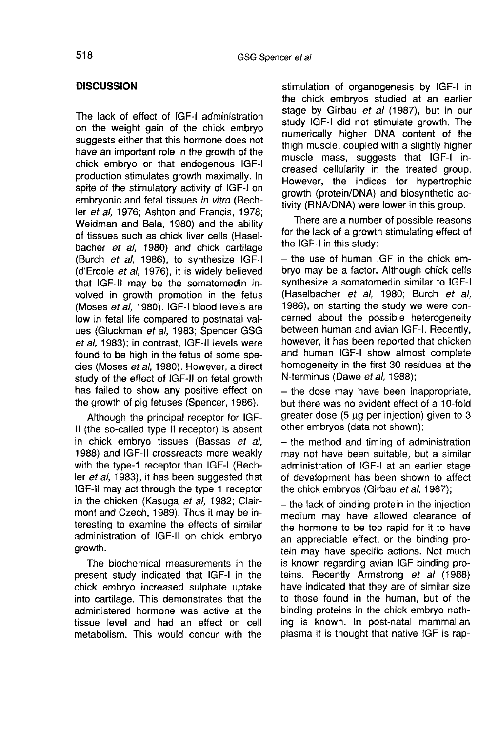## DISCUSSION

The lack of effect of IGF-I administration on the weight gain of the chick embryo suggests either that this hormone does not have an important role in the growth of the chick embryo or that endogenous IGF-I production stimulates growth maximally. In spite of the stimulatory activity of IGF-I on embryonic and fetal tissues *in vitro* (Rechler *et al*, 1976; Ashton and Francis, 1978; Weidman and Bala, 1980) and the ability of tissues such as chick liver cells (Haselbacher *et al*, 1980) and chick cartilage (Burch *et al*, 1986), to synthesize IGF-I (d'Ercole *et al*, 1976), it is widely believed that IGF-II may be the somatomedin involved in growth promotion in the fetus (Moses *et al*, 1980). IGF-I blood levels are low in fetal life compared to postnatal values (Gluckman *et al*, 1983; Spencer GSG *et al*, 1983); in contrast, IGF-II levels were found to be high in the fetus of some species (Moses *et al*, 1980). However, a direct study of the effect of IGF-II on fetal growth has failed to show any positive effect on the growth of pig fetuses (Spencer, 1986).

Although the principal receptor for IGF-II (the so-called type II receptor) is absent in chick embryo tissues (Bassas *et al*, 1988) and IGF-II crossreacts more weakly with the type-1 receptor than IGF-I (Rechler *et al*, 1983), it has been suggested that IGF-II may act through the type 1 receptor in the chicken (Kasuga *et al*, 1982; Clairmont and Czech, 1989). Thus it may be interesting to examine the effects of similar administration of IGF-II on chick embryo growth.

The biochemical measurements in the present study indicated that IGF-I in the chick embryo increased sulphate uptake into cartilage. This demonstrates that the administered hormone was active at the tissue level and had an effect on cell metabolism. This would concur with the stimulation of organogenesis by IGF-I in the chick embryos studied at an earlier stage by Girbau *et al* (1987), but in our study IGF-I did not stimulate growth. The numerically higher DNA content of the thigh muscle, coupled with a slightly higher muscle mass, suggests that IGF-I increased cellularity in the treated group. However, the indices for hypertrophic growth (protein/DNA) and biosynthetic activity (RNA/DNA) were lower in this group.

There are a number of possible reasons for the lack of a growth stimulating effect of the IGF-I in this study:

– the use of human IGF in the chick embryo may be a factor. Although chick cells synthesize a somatomedin similar to IGF-I (Haselbacher *et al*, 1980; Burch *et al*, 1986), on starting the study we were concerned about the possible heterogeneity between human and avian IGF-I. Recently, however, it has been reported that chicken and human IGF-I show almost complete homogeneity in the first 30 residues at the N-terminus (Dawe *et al*, 1988);

– the dose may have been inappropriate, but there was no evident effect of a 10-fold greater dose (5 μg per injection) given to 3 other embryos (data not shown);

– the method and timing of administration may not have been suitable, but a similar administration of IGF-I at an earlier stage of development has been shown to affect the chick embryos (Girbau *et al*, 1987);

– the lack of binding protein in the injection medium may have allowed clearance of the hormone to be too rapid for it to have an appreciable effect, or the binding protein may have specific actions. Not much is known regarding avian IGF binding proteins. Recently Armstrong *et al* (1988) have indicated that they are of similar size to those found in the human, but of the binding proteins in the chick embryo nothing is known. In post-natal mammalian plasma it is thought that native IGF is rap-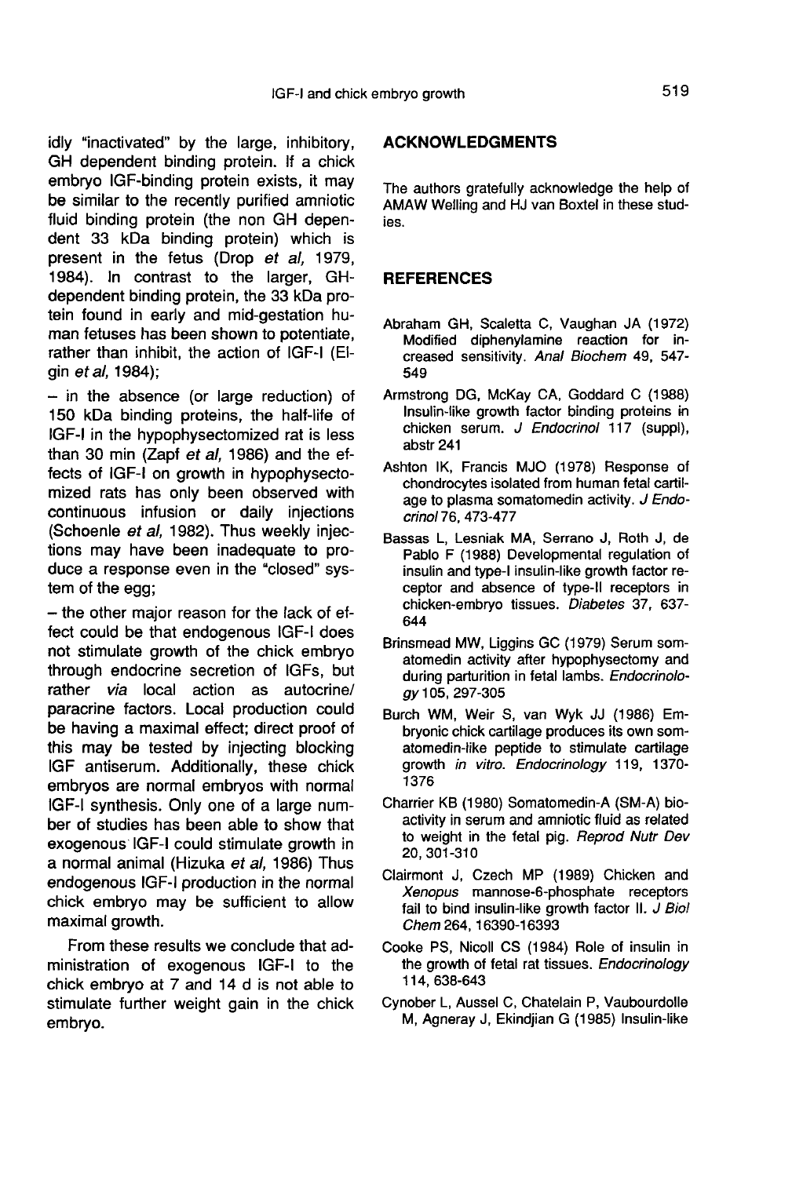idly "inactivated" by the large, inhibitory, GH dependent binding protein. If a chick embryo IGF-binding protein exists, it may be similar to the recently purified amniotic fluid binding protein (the non GH dependent 33 kDa binding protein) which is present in the fetus (Drop *et al*, 1979, 1984). In contrast to the larger, GH-dependent binding protein, the 33 kDa protein found in early and mid-gestation human fetuses has been shown to potentiate, rather than inhibit, the action of IGF-I (Elgin *et al*, 1984);

– in the absence (or large reduction) of 150 kDa binding proteins, the half-life of IGF-I in the hypophysectomized rat is less than 30 min (Zapf *et al*, 1986) and the effects of IGF-I on growth in hypophysectomized rats has only been observed with continuous infusion or daily injections (Schoenle *et al*, 1982). Thus weekly injections may have been inadequate to produce a response even in the "closed" system of the egg;

– the other major reason for the lack of effect could be that endogenous IGF-I does not stimulate growth of the chick embryo through endocrine secretion of IGFs, but rather *via* local action as autocrine/paracrine factors. Local production could be having a maximal effect; direct proof of this may be tested by injecting blocking IGF antiserum. Additionally, these chick embryos are normal embryos with normal IGF-I synthesis. Only one of a large number of studies has been able to show that exogenous IGF-I could stimulate growth in a normal animal (Hizuka *et al*, 1986) Thus endogenous IGF-I production in the normal chick embryo may be sufficient to allow maximal growth.

From these results we conclude that administration of exogenous IGF-I to the chick embryo at 7 and 14 d is not able to stimulate further weight gain in the chick embryo.

## ACKNOWLEDGMENTS

The authors gratefully acknowledge the help of AMAW Welling and HJ van Boxtel in these studies.

## REFERENCES

Abraham GH, Scaletta C, Vaughan JA (1972) Modified diphenylamine reaction for increased sensitivity. *Anal Biochem* 49, 547-549

Armstrong DG, McKay CA, Goddard C (1988) Insulin-like growth factor binding proteins in chicken serum. *J Endocrinol* 117 (suppl), abstr 241

Ashton IK, Francis MJO (1978) Response of chondrocytes isolated from human fetal cartilage to plasma somatomedin activity. *J Endocrinol* 76, 473-477

Bassas L, Lesniak MA, Serrano J, Roth J, de Pablo F (1988) Developmental regulation of insulin and type-I insulin-like growth factor receptor and absence of type-II receptors in chicken-embryo tissues. *Diabetes* 37, 637-644

Brinsmead MW, Liggins GC (1979) Serum somatomedin activity after hypophysectomy and during parturition in fetal lambs. *Endocrinology* 105, 297-305

Burch WM, Weir S, van Wyk JJ (1986) Embryonic chick cartilage produces its own somatomedin-like peptide to stimulate cartilage growth *in vitro*. *Endocrinology* 119, 1370-1376

Charrier KB (1980) Somatomedin-A (SM-A) bioactivity in serum and amniotic fluid as related to weight in the fetal pig. *Reprod Nutr Dev* 20, 301-310

Clairmont J, Czech MP (1989) Chicken and *Xenopus* mannose-6-phosphate receptors fail to bind insulin-like growth factor II. *J Biol Chem* 264, 16390-16393

Cooke PS, Nicoll CS (1984) Role of insulin in the growth of fetal rat tissues. *Endocrinology* 114, 638-643

Cynober L, Aussel C, Chatelain P, Vaubourdolle M, Agneray J, Ekindjian G (1985) Insulin-like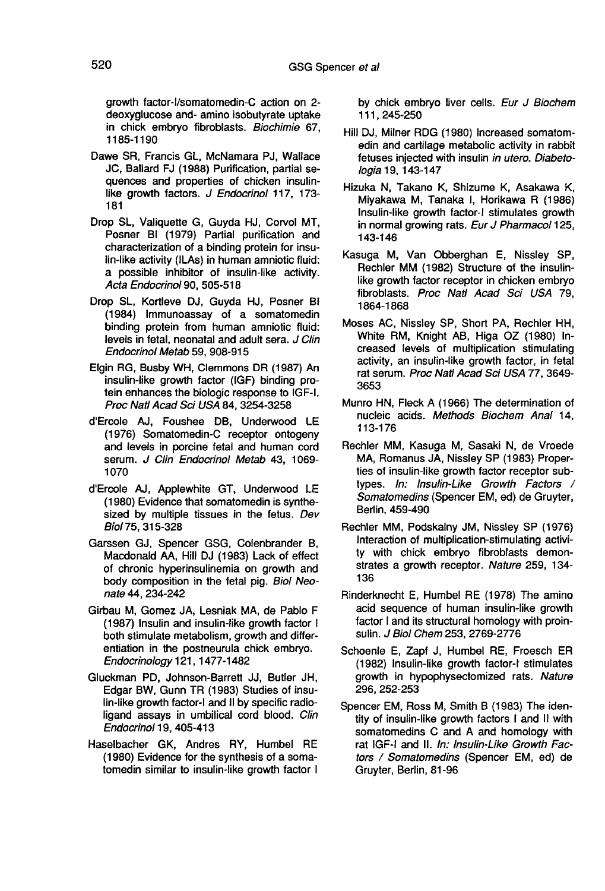growth factor-I/somatomedin-C action on 2-deoxyglucose and- amino isobutyrate uptake in chick embryo fibroblasts. *Biochimie* 67, 1185-1190

Dawe SR, Francis GL, McNamara PJ, Wallace JC, Ballard FJ (1988) Purification, partial sequences and properties of chicken insulin-like growth factors. *J Endocrinol* 117, 173-181

Drop SL, Valiquette G, Guyda HJ, Corvol MT, Posner BI (1979) Partial purification and characterization of a binding protein for insulin-like activity (ILAs) in human amniotic fluid: a possible inhibitor of insulin-like activity. *Acta Endocrinol* 90, 505-518

Drop SL, Kortleve DJ, Guyda HJ, Posner BI (1984) Immunoassay of a somatomedin binding protein from human amniotic fluid: levels in fetal, neonatal and adult sera. *J Clin Endocrinol Metab* 59, 908-915

Elgin RG, Busby WH, Clemmons DR (1987) An insulin-like growth factor (IGF) binding protein enhances the biologic response to IGF-I. *Proc Natl Acad Sci USA* 84, 3254-3258

d'Ercole AJ, Foushee DB, Underwood LE (1976) Somatomedin-C receptor ontogeny and levels in porcine fetal and human cord serum. *J Clin Endocrinol Metab* 43, 1069-1070

d'Ercole AJ, Applewhite GT, Underwood LE (1980) Evidence that somatomedin is synthesized by multiple tissues in the fetus. *Dev Biol* 75, 315-328

Garssen GJ, Spencer GSG, Colenbrander B, Macdonald AA, Hill DJ (1983) Lack of effect of chronic hyperinsulinemia on growth and body composition in the fetal pig. *Biol Neonate* 44, 234-242

Girbau M, Gomez JA, Lesniak MA, de Pablo F (1987) Insulin and insulin-like growth factor I both stimulate metabolism, growth and differentiation in the postneurula chick embryo. *Endocrinology* 121, 1477-1482

Gluckman PD, Johnson-Barrett JJ, Butler JH, Edgar BW, Gunn TR (1983) Studies of insulin-like growth factor-I and II by specific radioligand assays in umbilical cord blood. *Clin Endocrinol* 19, 405-413

Haselbacher GK, Andres RY, Humbel RE (1980) Evidence for the synthesis of a somatomedin similar to insulin-like growth factor I by chick embryo liver cells. *Eur J Biochem* 111, 245-250

Hill DJ, Milner RDG (1980) Increased somatomedin and cartilage metabolic activity in rabbit fetuses injected with insulin *in utero*. *Diabetologia* 19, 143-147

Hizuka N, Takano K, Shizume K, Asakawa K, Miyakawa M, Tanaka I, Horikawa R (1986) Insulin-like growth factor-I stimulates growth in normal growing rats. *Eur J Pharmacol* 125, 143-146

Kasuga M, Van Obberghan E, Nissley SP, Rechler MM (1982) Structure of the insulin-like growth factor receptor in chicken embryo fibroblasts. *Proc Natl Acad Sci USA* 79, 1864-1868

Moses AC, Nissley SP, Short PA, Rechler HH, White RM, Knight AB, Higa OZ (1980) Increased levels of multiplication stimulating activity, an insulin-like growth factor, in fetal rat serum. *Proc Natl Acad Sci USA* 77, 3649-3653

Munro HN, Fleck A (1966) The determination of nucleic acids. *Methods Biochem Anal* 14, 113-176

Rechler MM, Kasuga M, Sasaki N, de Vroede MA, Romanus JA, Nissley SP (1983) Properties of insulin-like growth factor receptor subtypes. *In: Insulin-Like Growth Factors / Somatomedins* (Spencer EM, ed) de Gruyter, Berlin, 459-490

Rechler MM, Podskalny JM, Nissley SP (1976) Interaction of multiplication-stimulating activity with chick embryo fibroblasts demonstrates a growth receptor. *Nature* 259, 134-136

Rinderknecht E, Humbel RE (1978) The amino acid sequence of human insulin-like growth factor I and its structural homology with proinsulin. *J Biol Chem* 253, 2769-2776

Schoenle E, Zapf J, Humbel RE, Froesch ER (1982) Insulin-like growth factor-I stimulates growth in hypophysectomized rats. *Nature* 296, 252-253

Spencer EM, Ross M, Smith B (1983) The identity of insulin-like growth factors I and II with somatomedins C and A and homology with rat IGF-I and II. *In: Insulin-Like Growth Factors / Somatomedins* (Spencer EM, ed) de Gruyter, Berlin, 81-96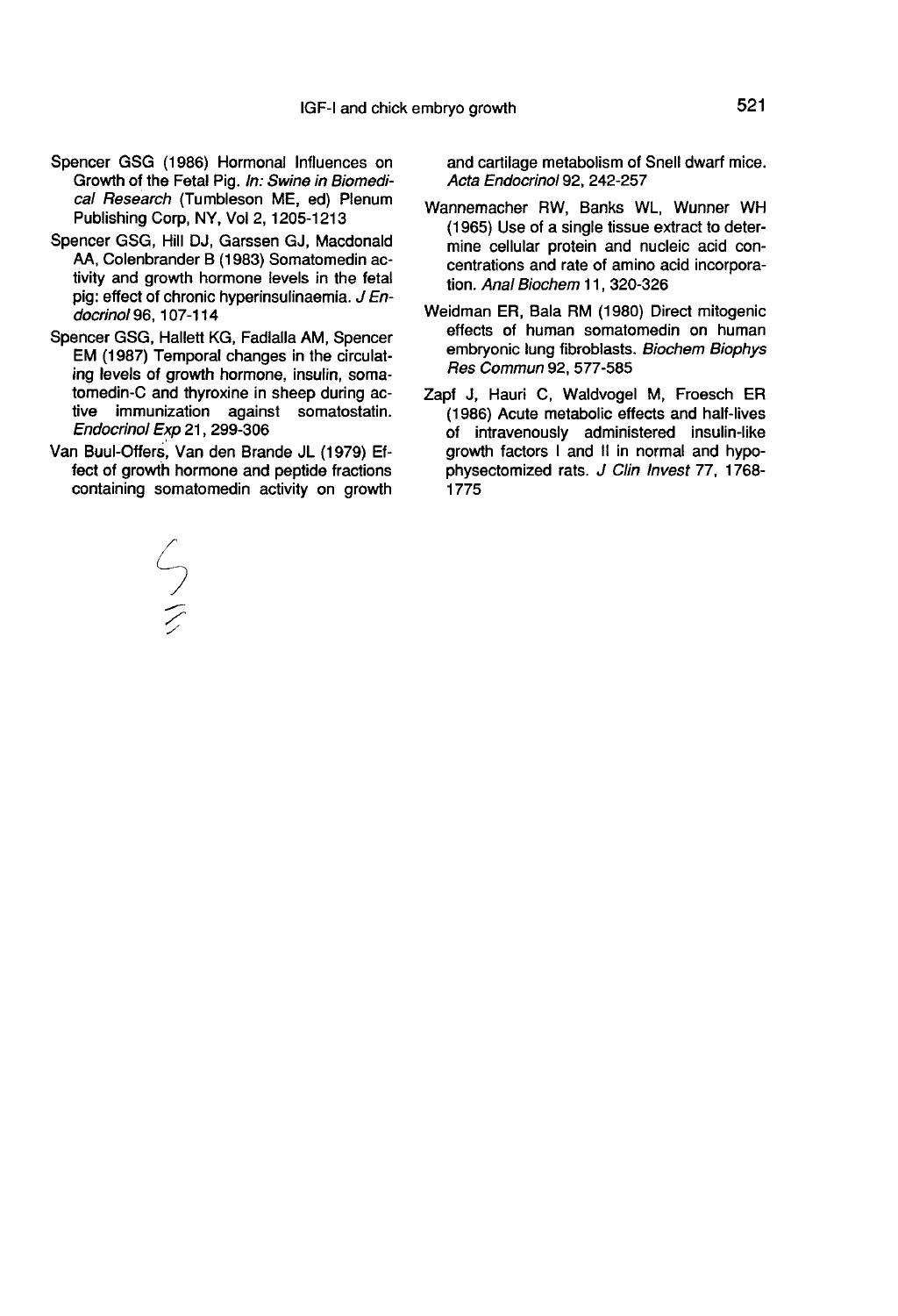Spencer GSG (1986) Hormonal Influences on Growth of the Fetal Pig. *In: Swine in Biomedical Research* (Tumbleson ME, ed) Plenum Publishing Corp, NY, Vol 2, 1205-1213

Spencer GSG, Hill DJ, Garssen GJ, Macdonald AA, Colenbrander B (1983) Somatomedin activity and growth hormone levels in the fetal pig: effect of chronic hyperinsulinaemia. *J Endocrinol* 96, 107-114

Spencer GSG, Hallett KG, Fadlalla AM, Spencer EM (1987) Temporal changes in the circulating levels of growth hormone, insulin, somatomedin-C and thyroxine in sheep during active immunization against somatostatin. *Endocrinol Exp* 21, 299-306

Van Buul-Offers, Van den Brande JL (1979) Effect of growth hormone and peptide fractions containing somatomedin activity on growth and cartilage metabolism of Snell dwarf mice. *Acta Endocrinol* 92, 242-257

Wannemacher RW, Banks WL, Wunner WH (1965) Use of a single tissue extract to determine cellular protein and nucleic acid concentrations and rate of amino acid incorporation. *Anal Biochem* 11, 320-326

Weidman ER, Bala RM (1980) Direct mitogenic effects of human somatomedin on human embryonic lung fibroblasts. *Biochem Biophys Res Commun* 92, 577-585

Zapf J, Hauri C, Waldvogel M, Froesch ER (1986) Acute metabolic effects and half-lives of intravenously administered insulin-like growth factors I and II in normal and hypophysectomized rats. *J Clin Invest* 77, 1768-1775